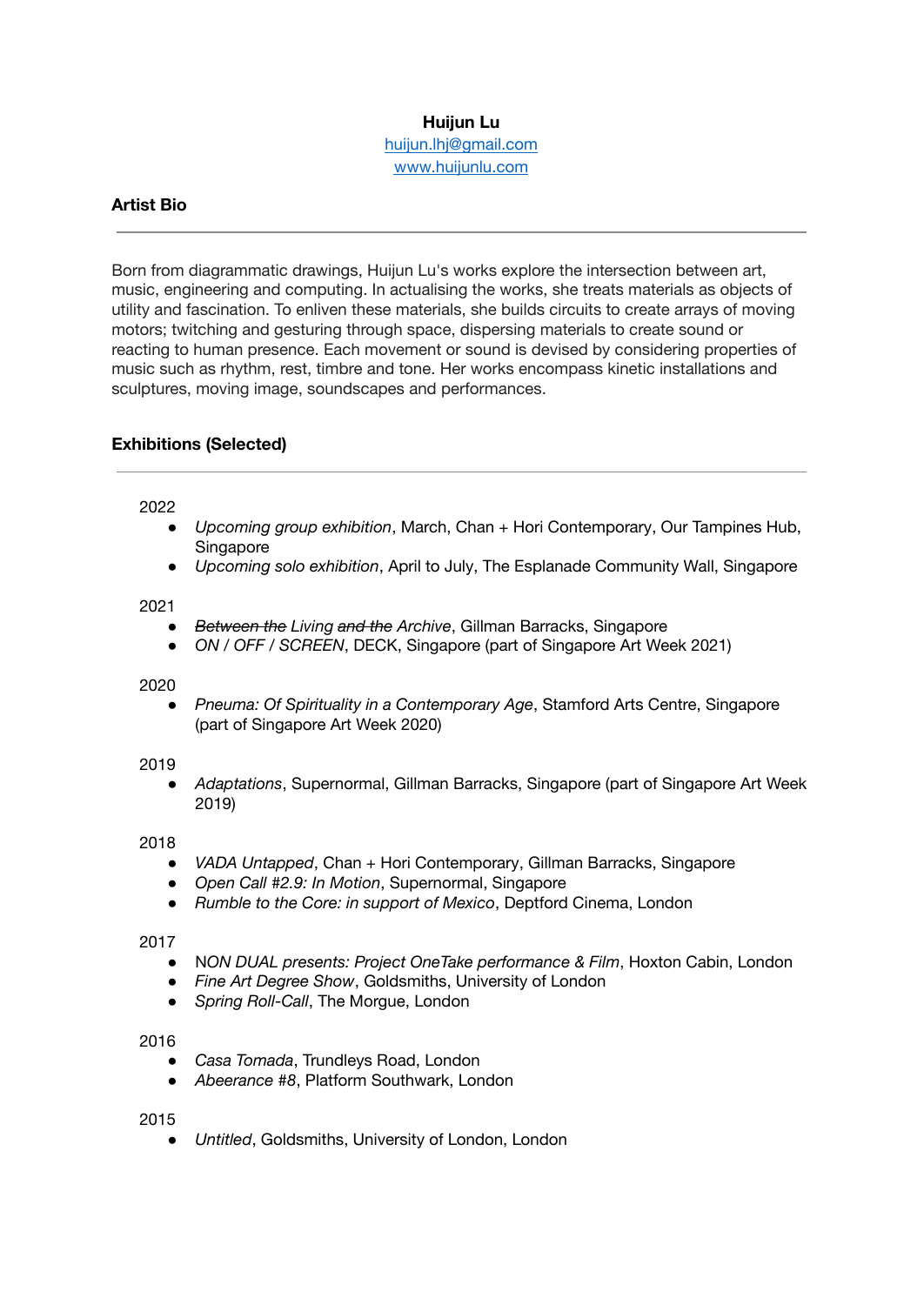**Huijun Lu**

huijun.lhj@gmail.com

www.huijunlu.com

## Artist Bio

---

Born from diagrammatic drawings, Huijun Lu's works explore the intersection between art, music, engineering and computing. In actualising the works, she treats materials as objects of utility and fascination. To enliven these materials, she builds circuits to create arrays of moving motors; twitching and gesturing through space, dispersing materials to create sound or reacting to human presence. Each movement or sound is devised by considering properties of music such as rhythm, rest, timbre and tone. Her works encompass kinetic installations and sculptures, moving image, soundscapes and performances.

## Exhibitions (Selected)

---

2022

- *Upcoming group exhibition*, March, Chan + Hori Contemporary, Our Tampines Hub, Singapore
- *Upcoming solo exhibition*, April to July, The Esplanade Community Wall, Singapore

2021

- *~~Between the~~ Living ~~and the~~ Archive*, Gillman Barracks, Singapore
- *ON / OFF / SCREEN*, DECK, Singapore (part of Singapore Art Week 2021)

2020

- *Pneuma: Of Spirituality in a Contemporary Age*, Stamford Arts Centre, Singapore (part of Singapore Art Week 2020)

2019

- *Adaptations*, Supernormal, Gillman Barracks, Singapore (part of Singapore Art Week 2019)

2018

- *VADA Untapped*, Chan + Hori Contemporary, Gillman Barracks, Singapore
- *Open Call #2.9: In Motion*, Supernormal, Singapore
- *Rumble to the Core: in support of Mexico*, Deptford Cinema, London

2017

- N*ON DUAL presents: Project OneTake performance & Film*, Hoxton Cabin, London
- *Fine Art Degree Show*, Goldsmiths, University of London
- *Spring Roll-Call*, The Morgue, London

2016

- *Casa Tomada*, Trundleys Road, London
- *Abeerance #8*, Platform Southwark, London

2015

- *Untitled*, Goldsmiths, University of London, London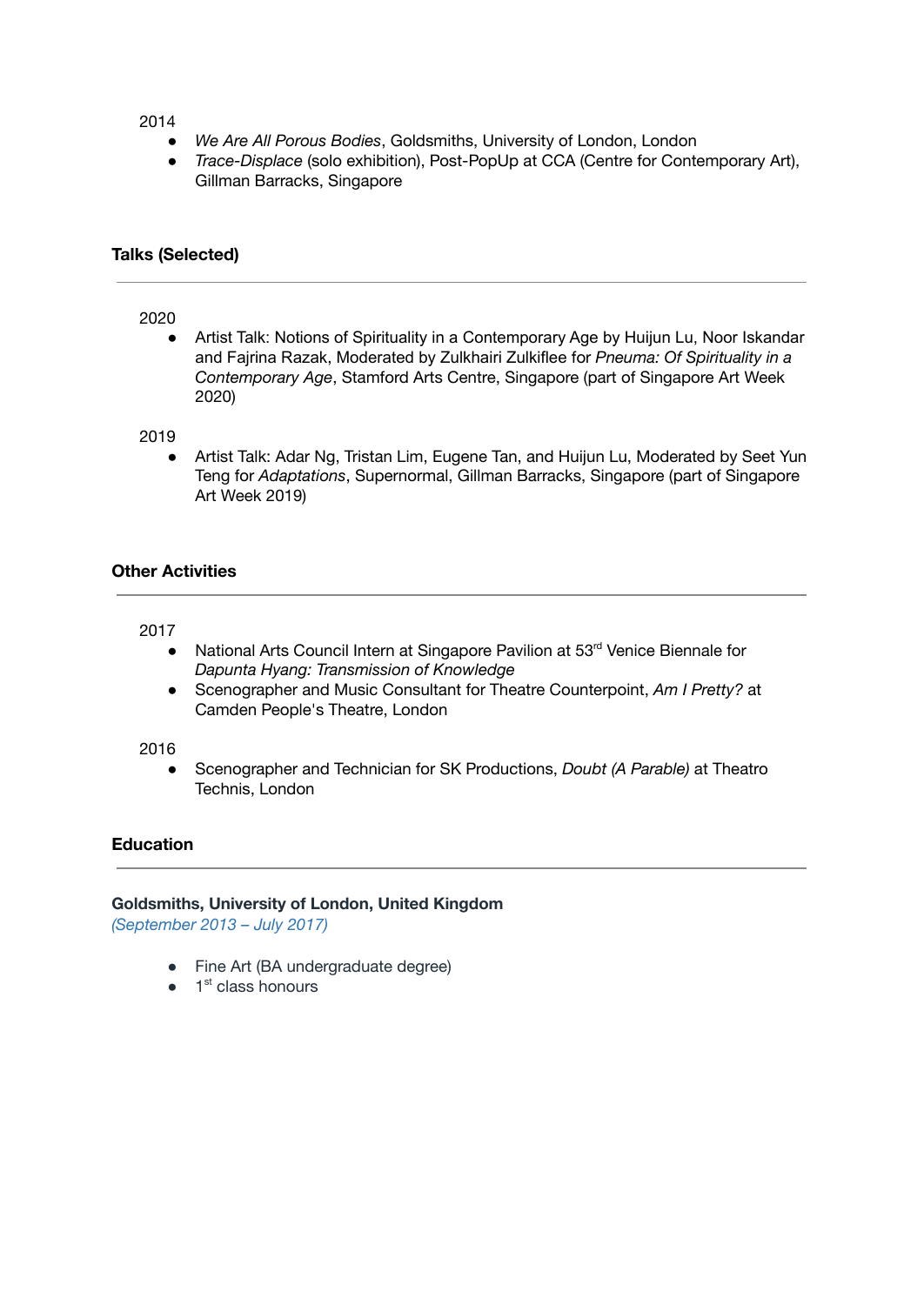2014

- *We Are All Porous Bodies*, Goldsmiths, University of London, London
- *Trace-Displace* (solo exhibition), Post-PopUp at CCA (Centre for Contemporary Art), Gillman Barracks, Singapore

## Talks (Selected)

---

2020

- Artist Talk: Notions of Spirituality in a Contemporary Age by Huijun Lu, Noor Iskandar and Fajrina Razak, Moderated by Zulkhairi Zulkiflee for *Pneuma: Of Spirituality in a Contemporary Age*, Stamford Arts Centre, Singapore (part of Singapore Art Week 2020)

2019

- Artist Talk: Adar Ng, Tristan Lim, Eugene Tan, and Huijun Lu, Moderated by Seet Yun Teng for *Adaptations*, Supernormal, Gillman Barracks, Singapore (part of Singapore Art Week 2019)

## Other Activities

---

2017

- National Arts Council Intern at Singapore Pavilion at 53rd Venice Biennale for *Dapunta Hyang: Transmission of Knowledge*
- Scenographer and Music Consultant for Theatre Counterpoint, *Am I Pretty?* at Camden People's Theatre, London

2016

- Scenographer and Technician for SK Productions, *Doubt (A Parable)* at Theatro Technis, London

## Education

---

**Goldsmiths, University of London, United Kingdom**
*(September 2013 – July 2017)*

- Fine Art (BA undergraduate degree)
- 1st class honours